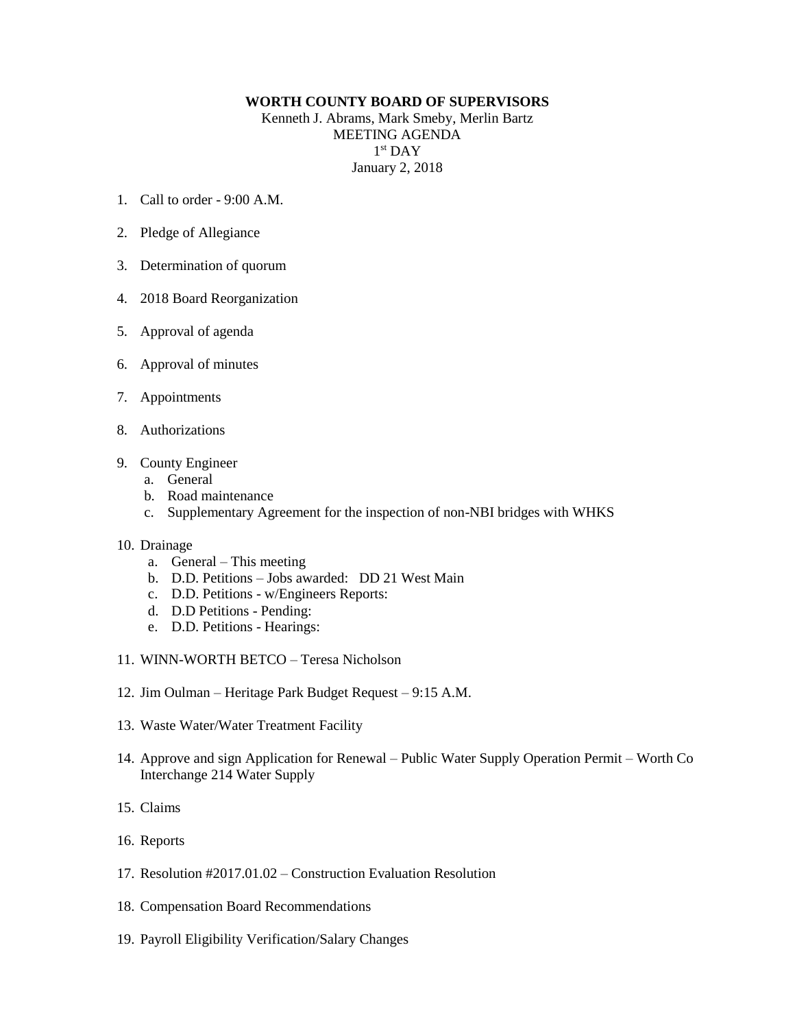**WORTH COUNTY BOARD OF SUPERVISORS**

Kenneth J. Abrams, Mark Smeby, Merlin Bartz
MEETING AGENDA
1st DAY
January 2, 2018

1. Call to order - 9:00 A.M.

2. Pledge of Allegiance

3. Determination of quorum

4. 2018 Board Reorganization

5. Approval of agenda

6. Approval of minutes

7. Appointments

8. Authorizations

9. County Engineer
   a. General
   b. Road maintenance
   c. Supplementary Agreement for the inspection of non-NBI bridges with WHKS

10. Drainage
    a. General – This meeting
    b. D.D. Petitions – Jobs awarded: DD 21 West Main
    c. D.D. Petitions - w/Engineers Reports:
    d. D.D Petitions - Pending:
    e. D.D. Petitions - Hearings:

11. WINN-WORTH BETCO – Teresa Nicholson

12. Jim Oulman – Heritage Park Budget Request – 9:15 A.M.

13. Waste Water/Water Treatment Facility

14. Approve and sign Application for Renewal – Public Water Supply Operation Permit – Worth Co Interchange 214 Water Supply

15. Claims

16. Reports

17. Resolution #2017.01.02 – Construction Evaluation Resolution

18. Compensation Board Recommendations

19. Payroll Eligibility Verification/Salary Changes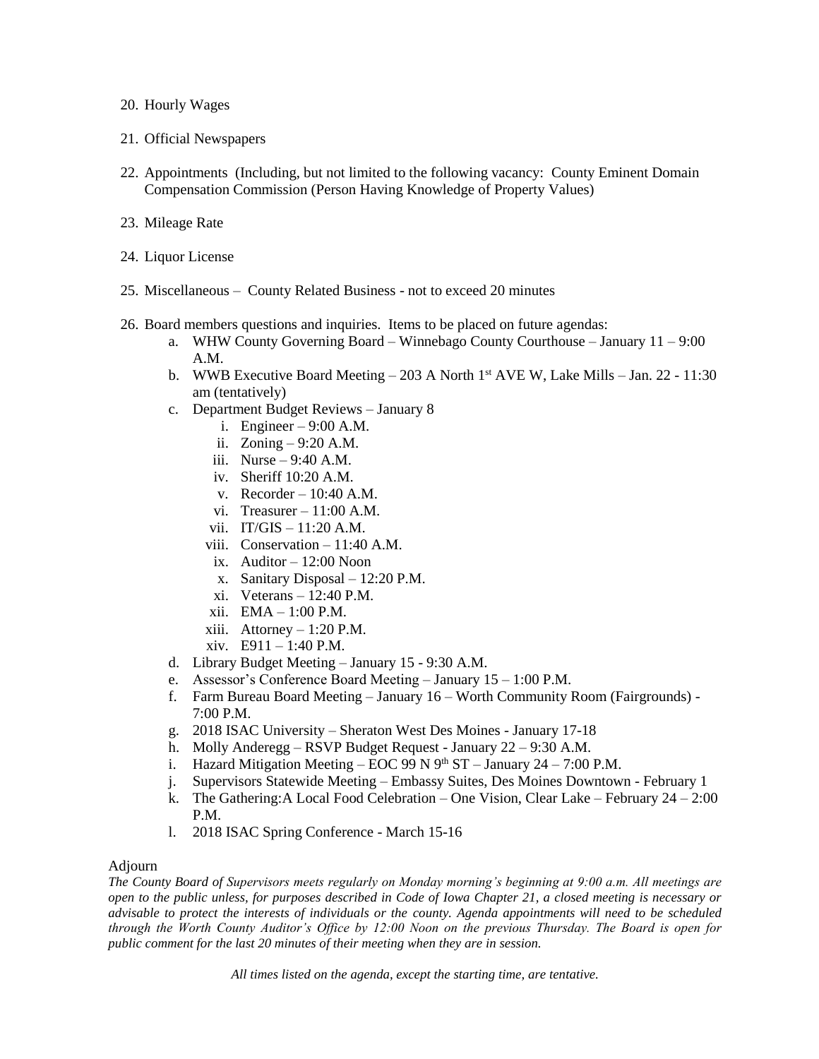20. Hourly Wages

21. Official Newspapers

22. Appointments (Including, but not limited to the following vacancy: County Eminent Domain Compensation Commission (Person Having Knowledge of Property Values)

23. Mileage Rate

24. Liquor License

25. Miscellaneous – County Related Business - not to exceed 20 minutes

26. Board members questions and inquiries. Items to be placed on future agendas:
    a. WHW County Governing Board – Winnebago County Courthouse – January 11 – 9:00 A.M.
    b. WWB Executive Board Meeting – 203 A North 1st AVE W, Lake Mills – Jan. 22 - 11:30 am (tentatively)
    c. Department Budget Reviews – January 8
        i. Engineer – 9:00 A.M.
        ii. Zoning – 9:20 A.M.
        iii. Nurse – 9:40 A.M.
        iv. Sheriff 10:20 A.M.
        v. Recorder – 10:40 A.M.
        vi. Treasurer – 11:00 A.M.
        vii. IT/GIS – 11:20 A.M.
        viii. Conservation – 11:40 A.M.
        ix. Auditor – 12:00 Noon
        x. Sanitary Disposal – 12:20 P.M.
        xi. Veterans – 12:40 P.M.
        xii. EMA – 1:00 P.M.
        xiii. Attorney – 1:20 P.M.
        xiv. E911 – 1:40 P.M.
    d. Library Budget Meeting – January 15 - 9:30 A.M.
    e. Assessor's Conference Board Meeting – January 15 – 1:00 P.M.
    f. Farm Bureau Board Meeting – January 16 – Worth Community Room (Fairgrounds) - 7:00 P.M.
    g. 2018 ISAC University – Sheraton West Des Moines - January 17-18
    h. Molly Anderegg – RSVP Budget Request - January 22 – 9:30 A.M.
    i. Hazard Mitigation Meeting – EOC 99 N 9th ST – January 24 – 7:00 P.M.
    j. Supervisors Statewide Meeting – Embassy Suites, Des Moines Downtown - February 1
    k. The Gathering:A Local Food Celebration – One Vision, Clear Lake – February 24 – 2:00 P.M.
    l. 2018 ISAC Spring Conference - March 15-16

Adjourn

*The County Board of Supervisors meets regularly on Monday morning's beginning at 9:00 a.m. All meetings are open to the public unless, for purposes described in Code of Iowa Chapter 21, a closed meeting is necessary or advisable to protect the interests of individuals or the county. Agenda appointments will need to be scheduled through the Worth County Auditor's Office by 12:00 Noon on the previous Thursday. The Board is open for public comment for the last 20 minutes of their meeting when they are in session.*

*All times listed on the agenda, except the starting time, are tentative.*